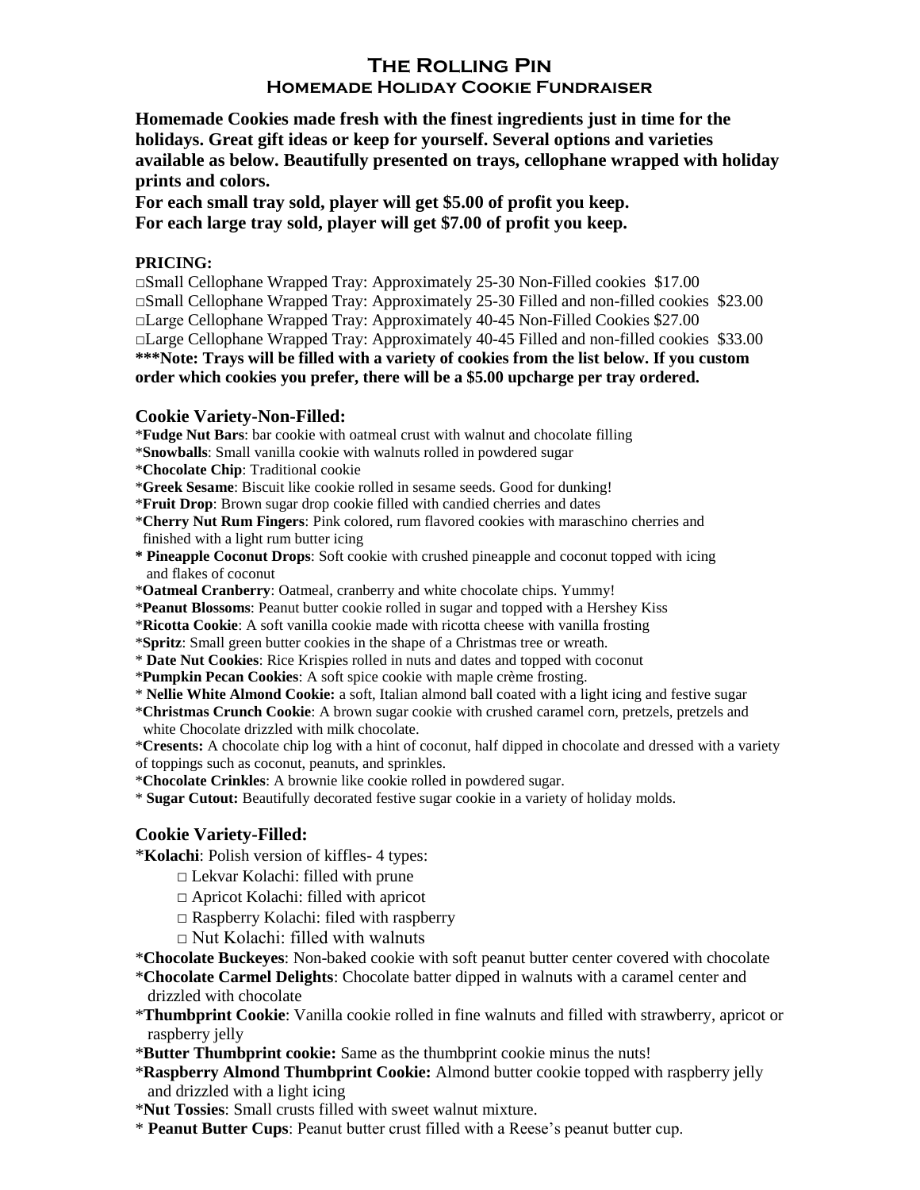# The Rolling Pin

## Homemade Holiday Cookie Fundraiser

**Homemade Cookies made fresh with the finest ingredients just in time for the holidays. Great gift ideas or keep for yourself. Several options and varieties available as below. Beautifully presented on trays, cellophane wrapped with holiday prints and colors.**

**For each small tray sold, player will get $5.00 of profit you keep.**
**For each large tray sold, player will get $7.00 of profit you keep.**

**PRICING:**

□Small Cellophane Wrapped Tray: Approximately 25-30 Non-Filled cookies $17.00
□Small Cellophane Wrapped Tray: Approximately 25-30 Filled and non-filled cookies $23.00
□Large Cellophane Wrapped Tray: Approximately 40-45 Non-Filled Cookies $27.00
□Large Cellophane Wrapped Tray: Approximately 40-45 Filled and non-filled cookies $33.00
**\*\*\*Note: Trays will be filled with a variety of cookies from the list below. If you custom order which cookies you prefer, there will be a $5.00 upcharge per tray ordered.**

### Cookie Variety-Non-Filled:

*Fudge Nut Bars: bar cookie with oatmeal crust with walnut and chocolate filling
*Snowballs: Small vanilla cookie with walnuts rolled in powdered sugar
*Chocolate Chip: Traditional cookie
*Greek Sesame: Biscuit like cookie rolled in sesame seeds. Good for dunking!
*Fruit Drop: Brown sugar drop cookie filled with candied cherries and dates
*Cherry Nut Rum Fingers: Pink colored, rum flavored cookies with maraschino cherries and finished with a light rum butter icing
* Pineapple Coconut Drops: Soft cookie with crushed pineapple and coconut topped with icing and flakes of coconut
*Oatmeal Cranberry: Oatmeal, cranberry and white chocolate chips. Yummy!
*Peanut Blossoms: Peanut butter cookie rolled in sugar and topped with a Hershey Kiss
*Ricotta Cookie: A soft vanilla cookie made with ricotta cheese with vanilla frosting
*Spritz: Small green butter cookies in the shape of a Christmas tree or wreath.
* Date Nut Cookies: Rice Krispies rolled in nuts and dates and topped with coconut
*Pumpkin Pecan Cookies: A soft spice cookie with maple crème frosting.
* Nellie White Almond Cookie: a soft, Italian almond ball coated with a light icing and festive sugar
*Christmas Crunch Cookie: A brown sugar cookie with crushed caramel corn, pretzels, pretzels and white Chocolate drizzled with milk chocolate.
*Cresents: A chocolate chip log with a hint of coconut, half dipped in chocolate and dressed with a variety of toppings such as coconut, peanuts, and sprinkles.
*Chocolate Crinkles: A brownie like cookie rolled in powdered sugar.
* Sugar Cutout: Beautifully decorated festive sugar cookie in a variety of holiday molds.

### Cookie Variety-Filled:

*Kolachi: Polish version of kiffles- 4 types:

- □ Lekvar Kolachi: filled with prune
- □ Apricot Kolachi: filled with apricot
- □ Raspberry Kolachi: filed with raspberry
- □ Nut Kolachi: filled with walnuts

*Chocolate Buckeyes: Non-baked cookie with soft peanut butter center covered with chocolate
*Chocolate Carmel Delights: Chocolate batter dipped in walnuts with a caramel center and drizzled with chocolate
*Thumbprint Cookie: Vanilla cookie rolled in fine walnuts and filled with strawberry, apricot or raspberry jelly
*Butter Thumbprint cookie: Same as the thumbprint cookie minus the nuts!
*Raspberry Almond Thumbprint Cookie: Almond butter cookie topped with raspberry jelly and drizzled with a light icing
*Nut Tossies: Small crusts filled with sweet walnut mixture.
* Peanut Butter Cups: Peanut butter crust filled with a Reese's peanut butter cup.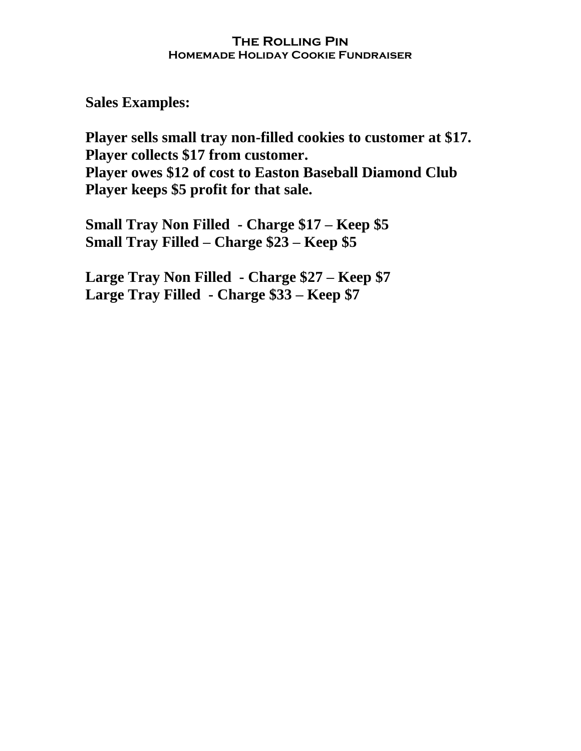# The Rolling Pin
## Homemade Holiday Cookie Fundraiser

**Sales Examples:**

**Player sells small tray non-filled cookies to customer at $17.**
**Player collects $17 from customer.**
**Player owes $12 of cost to Easton Baseball Diamond Club**
**Player keeps $5 profit for that sale.**

**Small Tray Non Filled - Charge $17 – Keep $5**
**Small Tray Filled – Charge $23 – Keep $5**

**Large Tray Non Filled - Charge $27 – Keep $7**
**Large Tray Filled - Charge $33 – Keep $7**